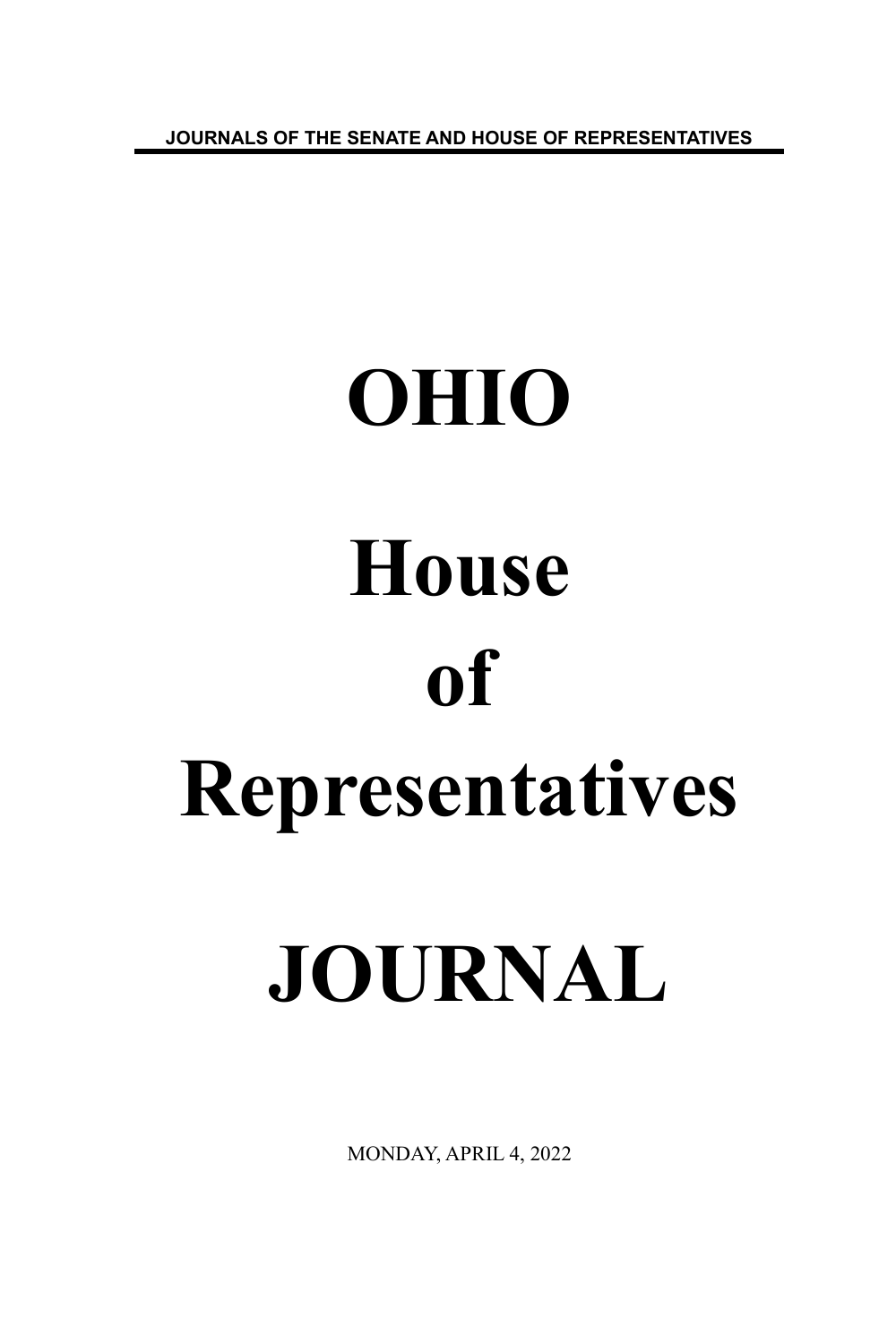JOURNALS OF THE SENATE AND HOUSE OF REPRESENTATIVES

# OHIO

# House

# of

# Representatives

# JOURNAL

MONDAY, APRIL 4, 2022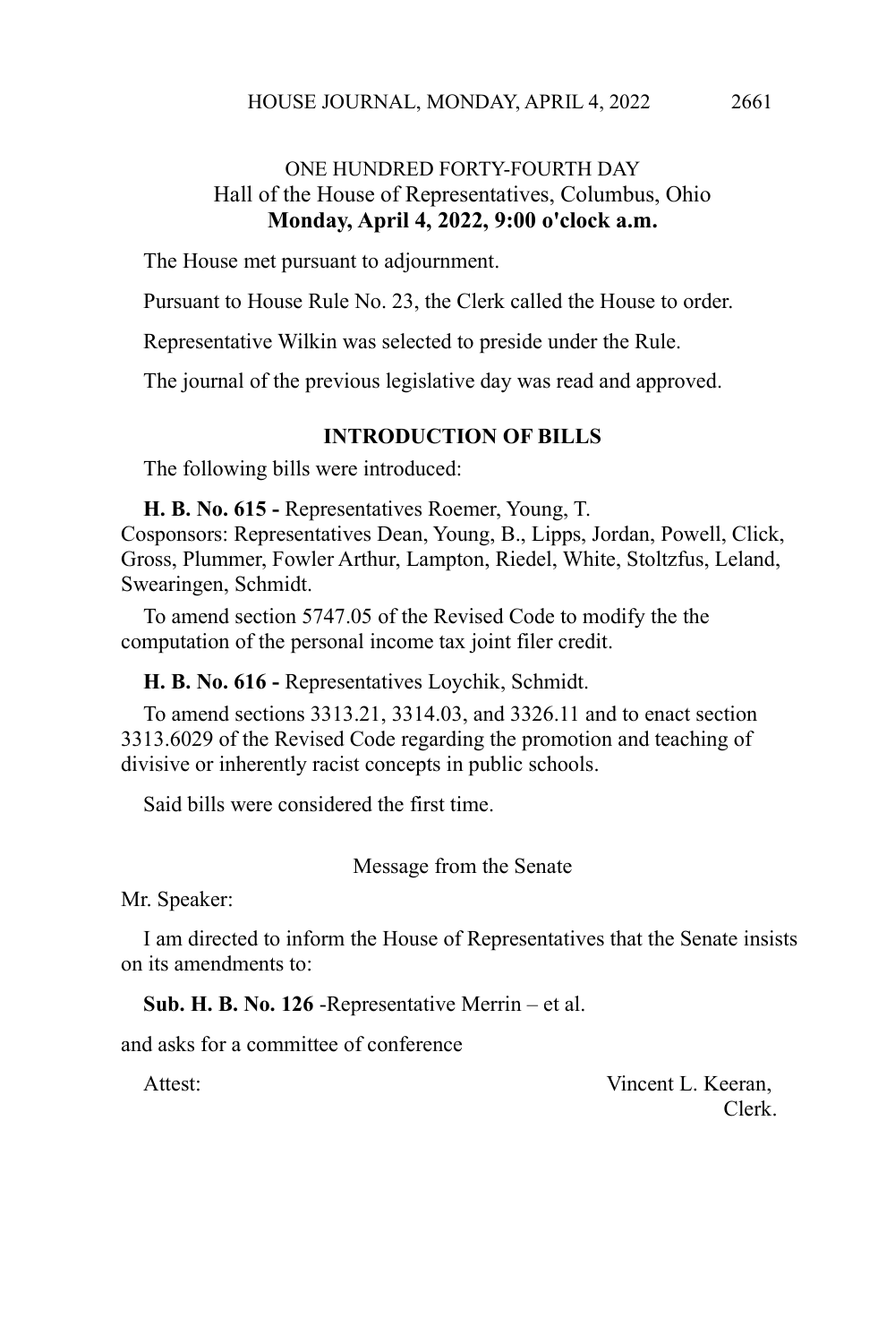ONE HUNDRED FORTY-FOURTH DAY
Hall of the House of Representatives, Columbus, Ohio
**Monday, April 4, 2022, 9:00 o'clock a.m.**

The House met pursuant to adjournment.

Pursuant to House Rule No. 23, the Clerk called the House to order.

Representative Wilkin was selected to preside under the Rule.

The journal of the previous legislative day was read and approved.

**INTRODUCTION OF BILLS**

The following bills were introduced:

**H. B. No. 615 -** Representatives Roemer, Young, T.
Cosponsors: Representatives Dean, Young, B., Lipps, Jordan, Powell, Click, Gross, Plummer, Fowler Arthur, Lampton, Riedel, White, Stoltzfus, Leland, Swearingen, Schmidt.

To amend section 5747.05 of the Revised Code to modify the the computation of the personal income tax joint filer credit.

**H. B. No. 616 -** Representatives Loychik, Schmidt.

To amend sections 3313.21, 3314.03, and 3326.11 and to enact section 3313.6029 of the Revised Code regarding the promotion and teaching of divisive or inherently racist concepts in public schools.

Said bills were considered the first time.

Message from the Senate

Mr. Speaker:

I am directed to inform the House of Representatives that the Senate insists on its amendments to:

**Sub. H. B. No. 126** -Representative Merrin – et al.

and asks for a committee of conference

Attest: Vincent L. Keeran,
Clerk.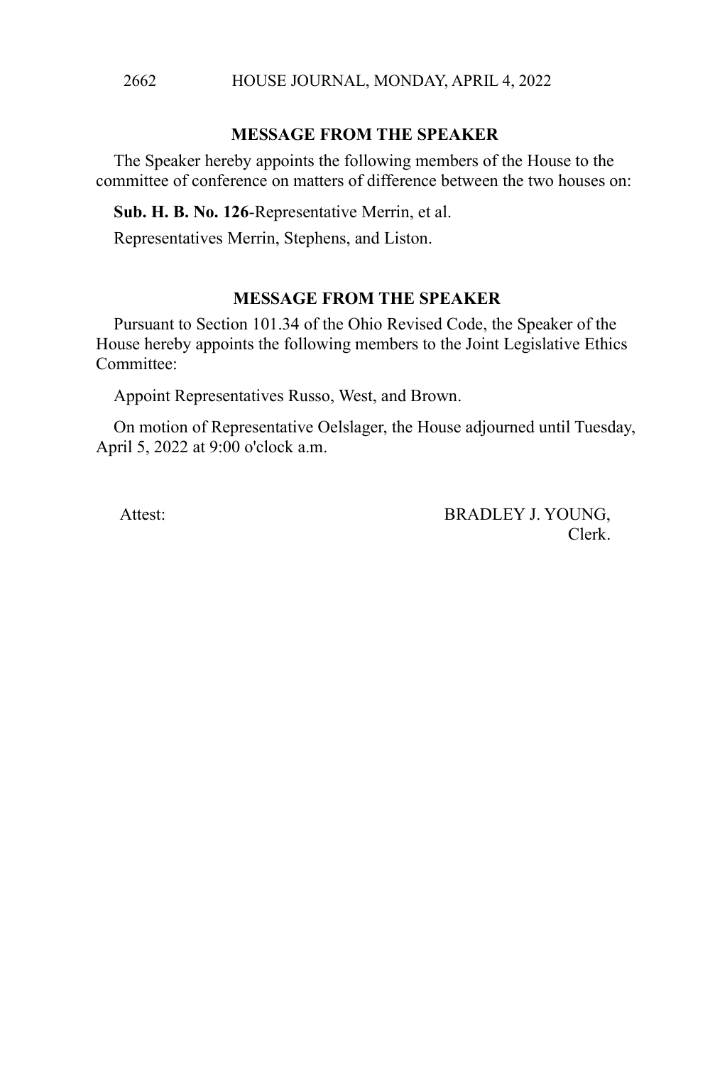## MESSAGE FROM THE SPEAKER

The Speaker hereby appoints the following members of the House to the committee of conference on matters of difference between the two houses on:

**Sub. H. B. No. 126**-Representative Merrin, et al.

Representatives Merrin, Stephens, and Liston.

## MESSAGE FROM THE SPEAKER

Pursuant to Section 101.34 of the Ohio Revised Code, the Speaker of the House hereby appoints the following members to the Joint Legislative Ethics Committee:

Appoint Representatives Russo, West, and Brown.

On motion of Representative Oelslager, the House adjourned until Tuesday, April 5, 2022 at 9:00 o'clock a.m.

Attest: BRADLEY J. YOUNG,
Clerk.